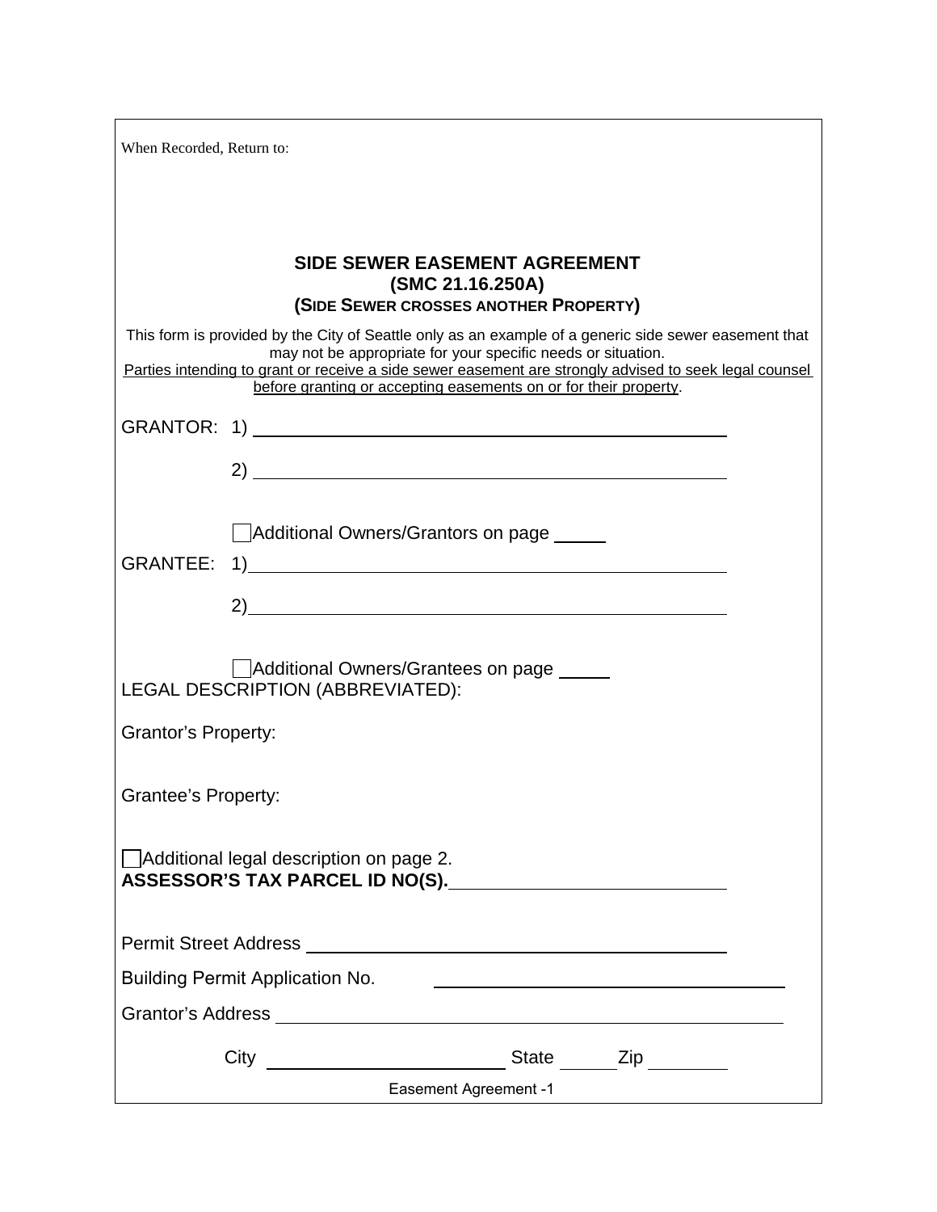When Recorded, Return to:

# SIDE SEWER EASEMENT AGREEMENT
## (SMC 21.16.250A)
### (SIDE SEWER CROSSES ANOTHER PROPERTY)

This form is provided by the City of Seattle only as an example of a generic side sewer easement that may not be appropriate for your specific needs or situation.
Parties intending to grant or receive a side sewer easement are strongly advised to seek legal counsel before granting or accepting easements on or for their property.

GRANTOR: 1) ______________________________________________

2) ______________________________________________

☐ Additional Owners/Grantors on page _____

GRANTEE: 1) ______________________________________________

2) ______________________________________________

☐ Additional Owners/Grantees on page _____

LEGAL DESCRIPTION (ABBREVIATED):

Grantor's Property:

Grantee's Property:

☐ Additional legal description on page 2.

**ASSESSOR'S TAX PARCEL ID NO(S).** ____________________________

Permit Street Address ____________________________________________

Building Permit Application No. ____________________________________

Grantor's Address ________________________________________________

City ________________________ State ______ Zip ________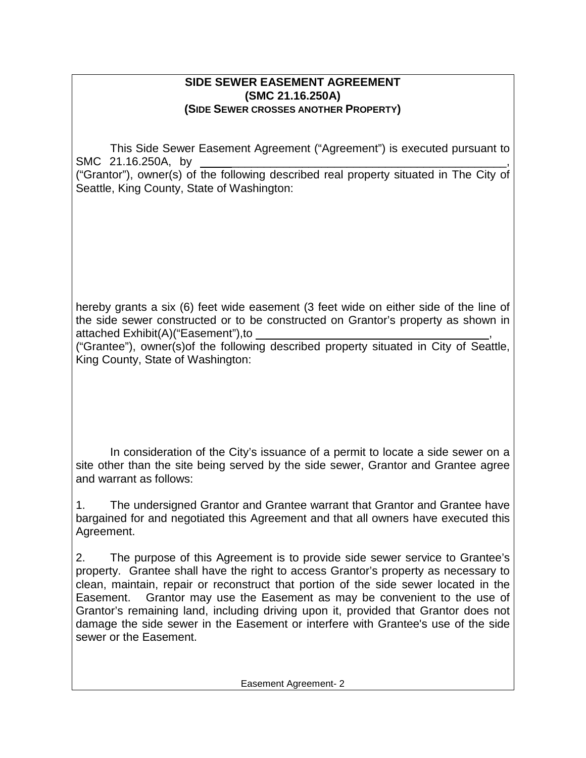**SIDE SEWER EASEMENT AGREEMENT**
**(SMC 21.16.250A)**
**(SIDE SEWER CROSSES ANOTHER PROPERTY)**

This Side Sewer Easement Agreement ("Agreement") is executed pursuant to SMC 21.16.250A, by ______________________________________________, ("Grantor"), owner(s) of the following described real property situated in The City of Seattle, King County, State of Washington:

hereby grants a six (6) feet wide easement (3 feet wide on either side of the line of the side sewer constructed or to be constructed on Grantor's property as shown in attached Exhibit(A)("Easement"),to ____________________________________, ("Grantee"), owner(s)of the following described property situated in City of Seattle, King County, State of Washington:

In consideration of the City's issuance of a permit to locate a side sewer on a site other than the site being served by the side sewer, Grantor and Grantee agree and warrant as follows:

1. The undersigned Grantor and Grantee warrant that Grantor and Grantee have bargained for and negotiated this Agreement and that all owners have executed this Agreement.

2. The purpose of this Agreement is to provide side sewer service to Grantee's property. Grantee shall have the right to access Grantor's property as necessary to clean, maintain, repair or reconstruct that portion of the side sewer located in the Easement. Grantor may use the Easement as may be convenient to the use of Grantor's remaining land, including driving upon it, provided that Grantor does not damage the side sewer in the Easement or interfere with Grantee's use of the side sewer or the Easement.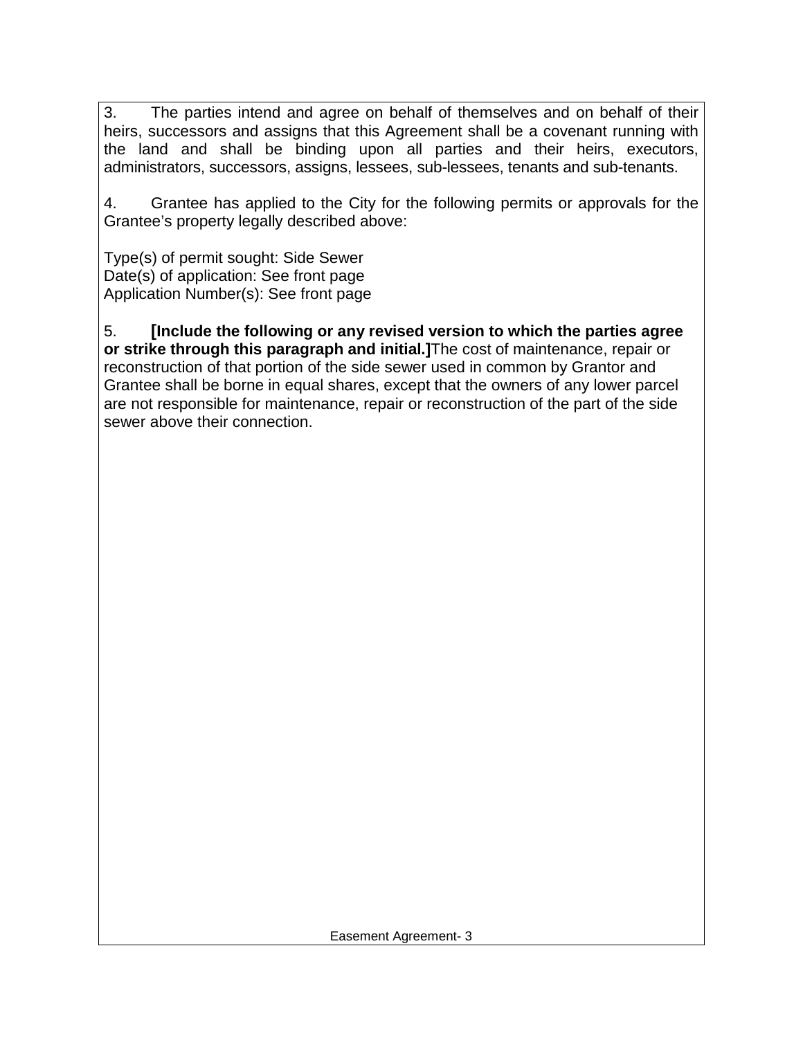3. The parties intend and agree on behalf of themselves and on behalf of their heirs, successors and assigns that this Agreement shall be a covenant running with the land and shall be binding upon all parties and their heirs, executors, administrators, successors, assigns, lessees, sub-lessees, tenants and sub-tenants.

4. Grantee has applied to the City for the following permits or approvals for the Grantee's property legally described above:

Type(s) of permit sought: Side Sewer
Date(s) of application: See front page
Application Number(s): See front page

5. **[Include the following or any revised version to which the parties agree or strike through this paragraph and initial.]** The cost of maintenance, repair or reconstruction of that portion of the side sewer used in common by Grantor and Grantee shall be borne in equal shares, except that the owners of any lower parcel are not responsible for maintenance, repair or reconstruction of the part of the side sewer above their connection.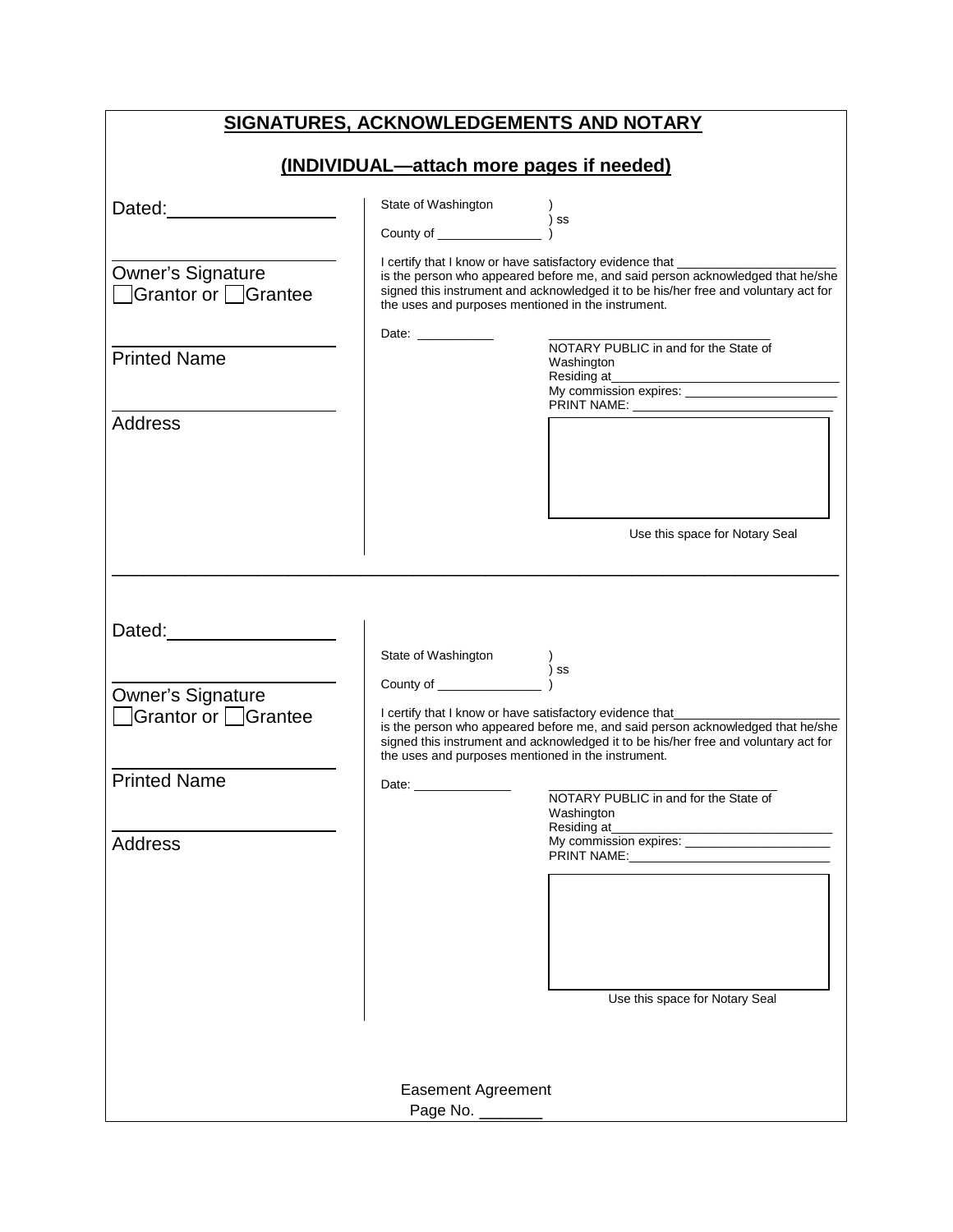## SIGNATURES, ACKNOWLEDGEMENTS AND NOTARY

## (INDIVIDUAL—attach more pages if needed)

Dated:_______________

_______________
Owner's Signature
☐ Grantor or ☐ Grantee

_______________
Printed Name

_______________
Address

State of Washington )
) ss
County of _____________ )

I certify that I know or have satisfactory evidence that _____________________ is the person who appeared before me, and said person acknowledged that he/she signed this instrument and acknowledged it to be his/her free and voluntary act for the uses and purposes mentioned in the instrument.

Date: __________

_____________________________
NOTARY PUBLIC in and for the State of Washington
Residing at_____________________________
My commission expires: ____________________
PRINT NAME: __________________________

Use this space for Notary Seal

---

Dated:_______________

_______________
Owner's Signature
☐ Grantor or ☐ Grantee

_______________
Printed Name

_______________
Address

State of Washington )
) ss
County of _____________ )

I certify that I know or have satisfactory evidence that_____________________ is the person who appeared before me, and said person acknowledged that he/she signed this instrument and acknowledged it to be his/her free and voluntary act for the uses and purposes mentioned in the instrument.

Date: ____________

_____________________________
NOTARY PUBLIC in and for the State of Washington
Residing at_____________________________
My commission expires: ____________________
PRINT NAME:__________________________

Use this space for Notary Seal

Easement Agreement
Page No. _______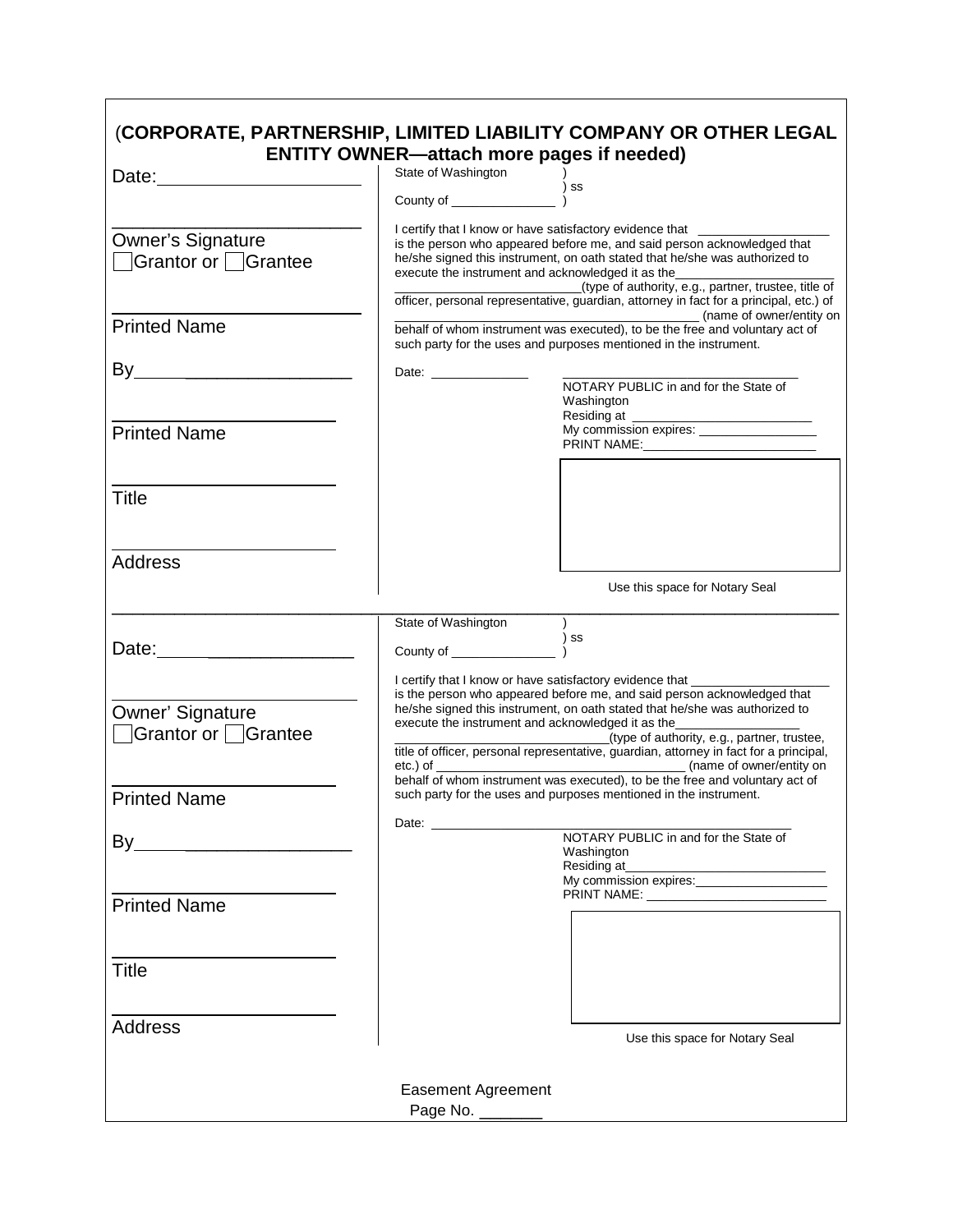(**CORPORATE, PARTNERSHIP, LIMITED LIABILITY COMPANY OR OTHER LEGAL ENTITY OWNER—attach more pages if needed)**

Date:____________________

____________________
Owner's Signature
☐ Grantor or ☐ Grantee

____________________
Printed Name

By____________________

____________________
Printed Name

____________________
Title

____________________
Address

State of Washington )
) ss
County of ______________ )

I certify that I know or have satisfactory evidence that __________________ is the person who appeared before me, and said person acknowledged that he/she signed this instrument, on oath stated that he/she was authorized to execute the instrument and acknowledged it as the______________________ ________________________(type of authority, e.g., partner, trustee, title of officer, personal representative, guardian, attorney in fact for a principal, etc.) of ____________________________________________ (name of owner/entity on behalf of whom instrument was executed), to be the free and voluntary act of such party for the uses and purposes mentioned in the instrument.

Date: _____________ ______________________________
NOTARY PUBLIC in and for the State of Washington
Residing at ________________________
My commission expires: ________________
PRINT NAME:________________________

Use this space for Notary Seal

---

Date:____________________

____________________
Owner' Signature
☐ Grantor or ☐ Grantee

____________________
Printed Name

By____________________

____________________
Printed Name

____________________
Title

____________________
Address

State of Washington )
) ss
County of ______________ )

I certify that I know or have satisfactory evidence that ___________________ is the person who appeared before me, and said person acknowledged that he/she signed this instrument, on oath stated that he/she was authorized to execute the instrument and acknowledged it as the_________________ ____________________________(type of authority, e.g., partner, trustee, title of officer, personal representative, guardian, attorney in fact for a principal, etc.) of __________________________________ (name of owner/entity on behalf of whom instrument was executed), to be the free and voluntary act of such party for the uses and purposes mentioned in the instrument.

Date: ____________________________________________________
NOTARY PUBLIC in and for the State of Washington
Residing at____________________________
My commission expires:___________________
PRINT NAME: _________________________

Use this space for Notary Seal

Easement Agreement
Page No. _______